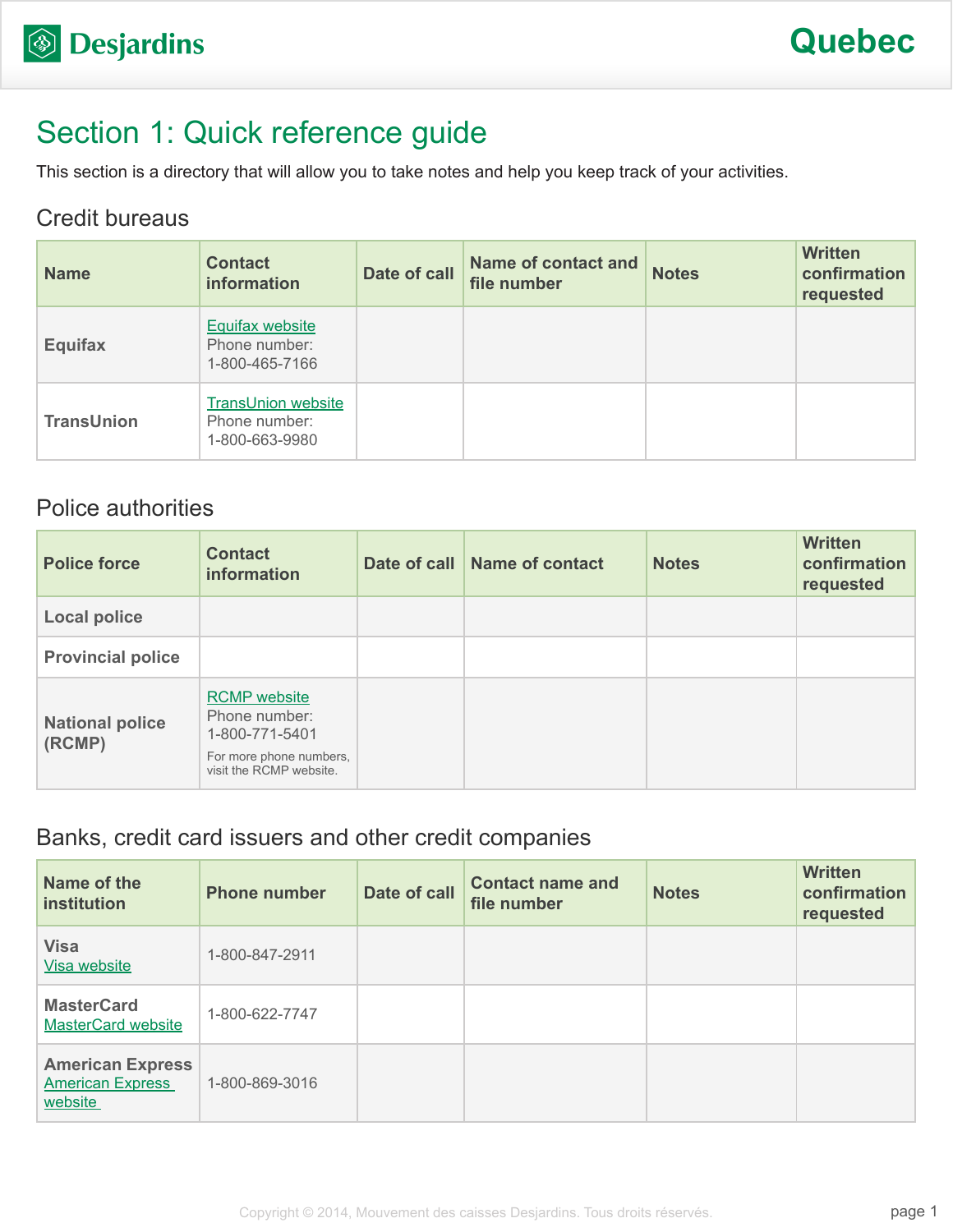# Section 1: Quick reference guide

This section is a directory that will allow you to take notes and help you keep track of your activities.

## Credit bureaus

| Name | Contact information | Date of call | Name of contact and file number | Notes | Written confirmation requested |
|---|---|---|---|---|---|
| **Equifax** | Equifax website<br>Phone number:<br>1-800-465-7166 | | | | |
| **TransUnion** | TransUnion website<br>Phone number:<br>1-800-663-9980 | | | | |

## Police authorities

| Police force | Contact information | Date of call | Name of contact | Notes | Written confirmation requested |
|---|---|---|---|---|---|
| **Local police** | | | | | |
| **Provincial police** | | | | | |
| **National police (RCMP)** | RCMP website<br>Phone number:<br>1-800-771-5401<br>For more phone numbers, visit the RCMP website. | | | | |

## Banks, credit card issuers and other credit companies

| Name of the institution | Phone number | Date of call | Contact name and file number | Notes | Written confirmation requested |
|---|---|---|---|---|---|
| **Visa**<br>Visa website | 1-800-847-2911 | | | | |
| **MasterCard**<br>MasterCard website | 1-800-622-7747 | | | | |
| **American Express**<br>American Express website | 1-800-869-3016 | | | | |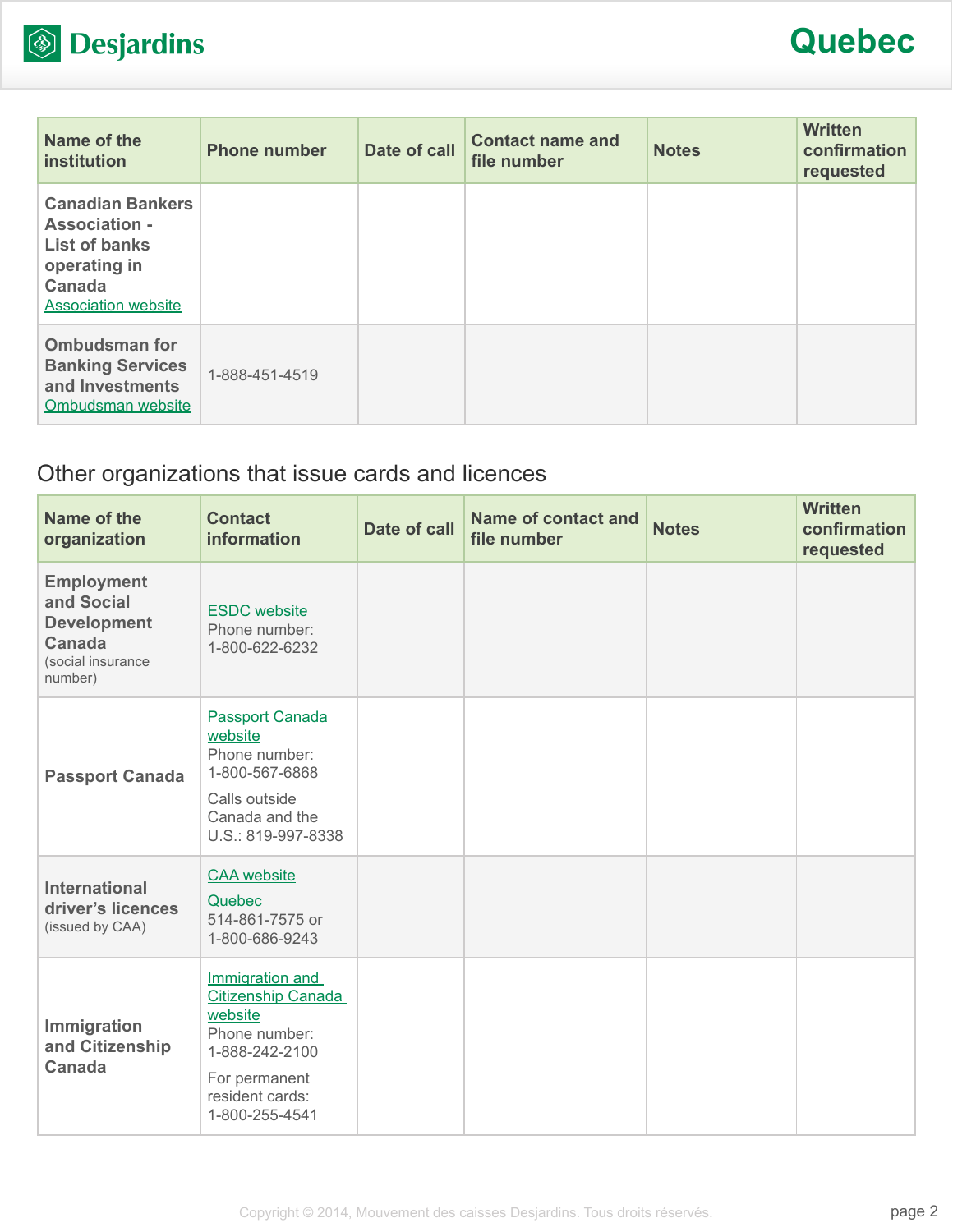| Name of the institution | Phone number | Date of call | Contact name and file number | Notes | Written confirmation requested |
|---|---|---|---|---|---|
| **Canadian Bankers Association - List of banks operating in Canada** Association website | | | | | |
| **Ombudsman for Banking Services and Investments** Ombudsman website | 1-888-451-4519 | | | | |

## Other organizations that issue cards and licences

| Name of the organization | Contact information | Date of call | Name of contact and file number | Notes | Written confirmation requested |
|---|---|---|---|---|---|
| **Employment and Social Development Canada** (social insurance number) | ESDC website Phone number: 1-800-622-6232 | | | | |
| **Passport Canada** | Passport Canada website Phone number: 1-800-567-6868 Calls outside Canada and the U.S.: 819-997-8338 | | | | |
| **International driver's licences** (issued by CAA) | CAA website Quebec 514-861-7575 or 1-800-686-9243 | | | | |
| **Immigration and Citizenship Canada** | Immigration and Citizenship Canada website Phone number: 1-888-242-2100 For permanent resident cards: 1-800-255-4541 | | | | |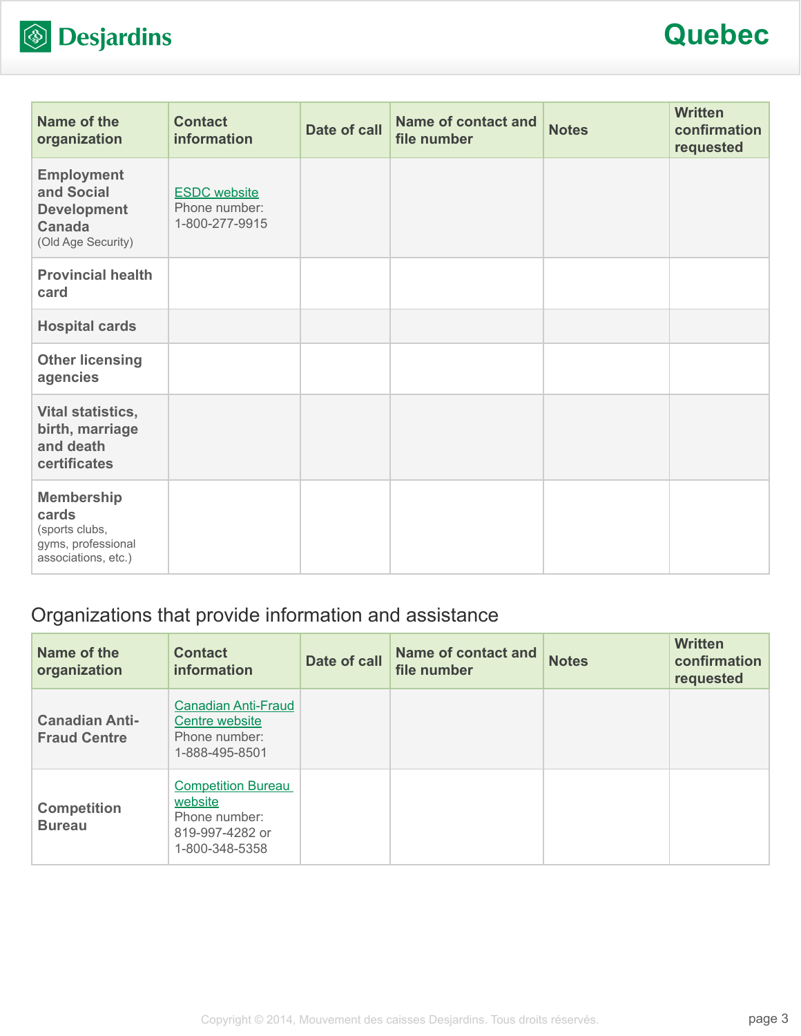| Name of the organization | Contact information | Date of call | Name of contact and file number | Notes | Written confirmation requested |
|---|---|---|---|---|---|
| **Employment and Social Development Canada** (Old Age Security) | ESDC website<br>Phone number:<br>1-800-277-9915 | | | | |
| **Provincial health card** | | | | | |
| **Hospital cards** | | | | | |
| **Other licensing agencies** | | | | | |
| **Vital statistics, birth, marriage and death certificates** | | | | | |
| **Membership cards** (sports clubs, gyms, professional associations, etc.) | | | | | |

## Organizations that provide information and assistance

| Name of the organization | Contact information | Date of call | Name of contact and file number | Notes | Written confirmation requested |
|---|---|---|---|---|---|
| **Canadian Anti-Fraud Centre** | Canadian Anti-Fraud Centre website<br>Phone number:<br>1-888-495-8501 | | | | |
| **Competition Bureau** | Competition Bureau website<br>Phone number:<br>819-997-4282 or<br>1-800-348-5358 | | | | |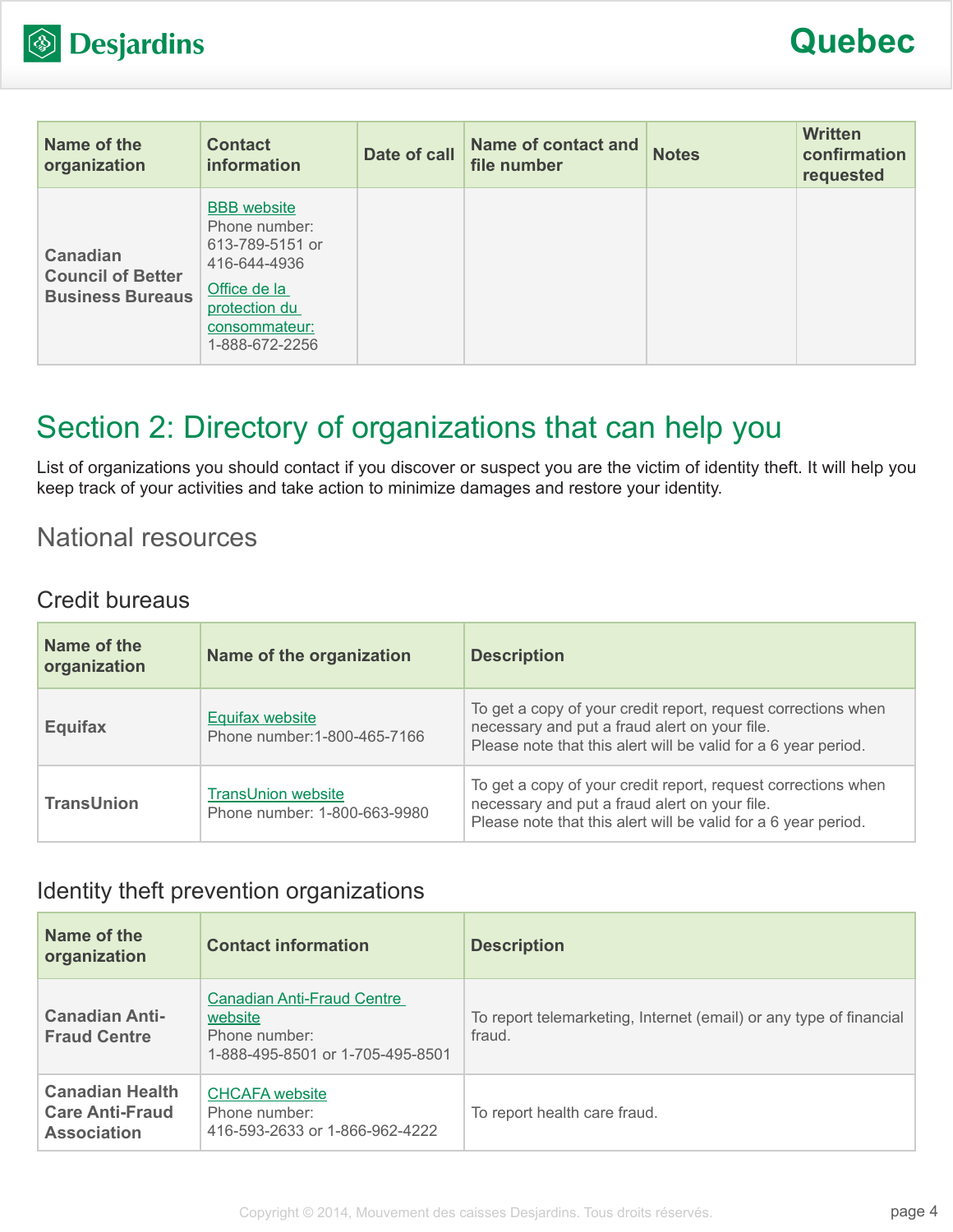| Name of the organization | Contact information | Date of call | Name of contact and file number | Notes | Written confirmation requested |
|---|---|---|---|---|---|
| **Canadian Council of Better Business Bureaus** | BBB website<br>Phone number: 613-789-5151 or 416-644-4936<br>Office de la protection du consommateur: 1-888-672-2256 | | | | |

# Section 2: Directory of organizations that can help you

List of organizations you should contact if you discover or suspect you are the victim of identity theft. It will help you keep track of your activities and take action to minimize damages and restore your identity.

## National resources

### Credit bureaus

| Name of the organization | Name of the organization | Description |
|---|---|---|
| **Equifax** | Equifax website<br>Phone number:1-800-465-7166 | To get a copy of your credit report, request corrections when necessary and put a fraud alert on your file.<br>Please note that this alert will be valid for a 6 year period. |
| **TransUnion** | TransUnion website<br>Phone number: 1-800-663-9980 | To get a copy of your credit report, request corrections when necessary and put a fraud alert on your file.<br>Please note that this alert will be valid for a 6 year period. |

### Identity theft prevention organizations

| Name of the organization | Contact information | Description |
|---|---|---|
| **Canadian Anti-Fraud Centre** | Canadian Anti-Fraud Centre website<br>Phone number:<br>1-888-495-8501 or 1-705-495-8501 | To report telemarketing, Internet (email) or any type of financial fraud. |
| **Canadian Health Care Anti-Fraud Association** | CHCAFA website<br>Phone number:<br>416-593-2633 or 1-866-962-4222 | To report health care fraud. |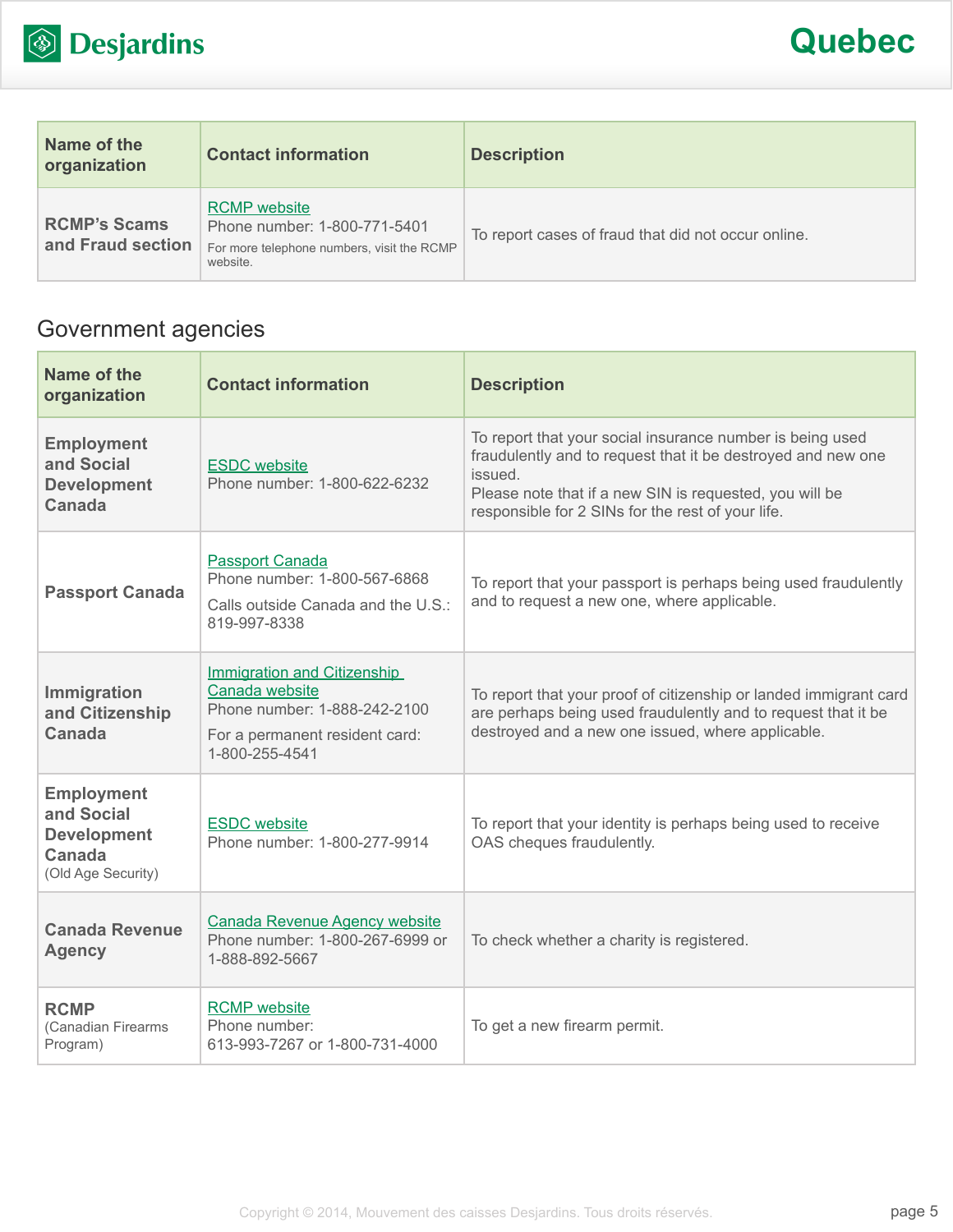| Name of the organization | Contact information | Description |
| --- | --- | --- |
| **RCMP's Scams and Fraud section** | RCMP website<br>Phone number: 1-800-771-5401<br>For more telephone numbers, visit the RCMP website. | To report cases of fraud that did not occur online. |

## Government agencies

| Name of the organization | Contact information | Description |
| --- | --- | --- |
| **Employment and Social Development Canada** | ESDC website<br>Phone number: 1-800-622-6232 | To report that your social insurance number is being used fraudulently and to request that it be destroyed and new one issued.<br>Please note that if a new SIN is requested, you will be responsible for 2 SINs for the rest of your life. |
| **Passport Canada** | Passport Canada<br>Phone number: 1-800-567-6868<br>Calls outside Canada and the U.S.: 819-997-8338 | To report that your passport is perhaps being used fraudulently and to request a new one, where applicable. |
| **Immigration and Citizenship Canada** | Immigration and Citizenship Canada website<br>Phone number: 1-888-242-2100<br>For a permanent resident card: 1-800-255-4541 | To report that your proof of citizenship or landed immigrant card are perhaps being used fraudulently and to request that it be destroyed and a new one issued, where applicable. |
| **Employment and Social Development Canada** (Old Age Security) | ESDC website<br>Phone number: 1-800-277-9914 | To report that your identity is perhaps being used to receive OAS cheques fraudulently. |
| **Canada Revenue Agency** | Canada Revenue Agency website<br>Phone number: 1-800-267-6999 or 1-888-892-5667 | To check whether a charity is registered. |
| **RCMP** (Canadian Firearms Program) | RCMP website<br>Phone number: 613-993-7267 or 1-800-731-4000 | To get a new firearm permit. |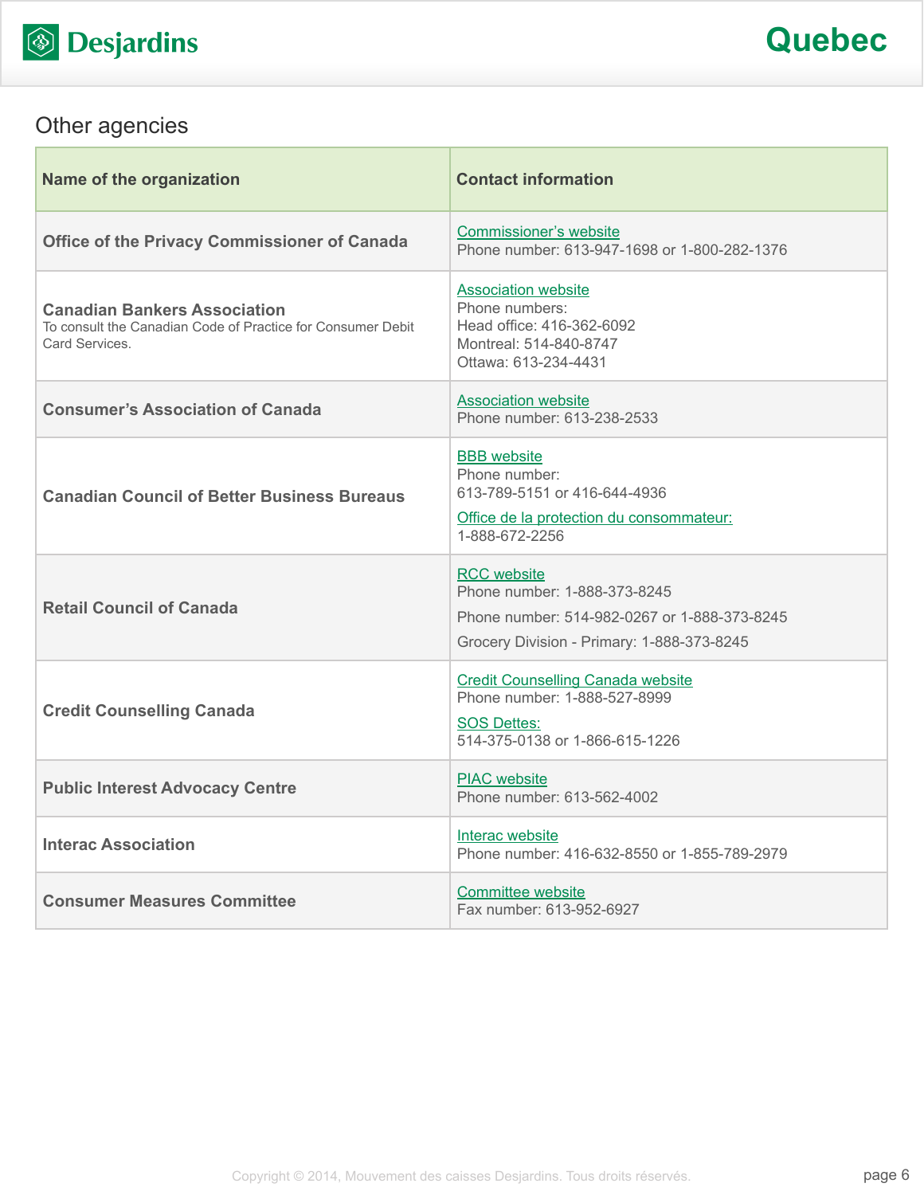## Other agencies

| Name of the organization | Contact information |
|---|---|
| **Office of the Privacy Commissioner of Canada** | Commissioner's website<br>Phone number: 613-947-1698 or 1-800-282-1376 |
| **Canadian Bankers Association**<br>To consult the Canadian Code of Practice for Consumer Debit Card Services. | Association website<br>Phone numbers:<br>Head office: 416-362-6092<br>Montreal: 514-840-8747<br>Ottawa: 613-234-4431 |
| **Consumer's Association of Canada** | Association website<br>Phone number: 613-238-2533 |
| **Canadian Council of Better Business Bureaus** | BBB website<br>Phone number:<br>613-789-5151 or 416-644-4936<br>Office de la protection du consommateur:<br>1-888-672-2256 |
| **Retail Council of Canada** | RCC website<br>Phone number: 1-888-373-8245<br>Phone number: 514-982-0267 or 1-888-373-8245<br>Grocery Division - Primary: 1-888-373-8245 |
| **Credit Counselling Canada** | Credit Counselling Canada website<br>Phone number: 1-888-527-8999<br>SOS Dettes:<br>514-375-0138 or 1-866-615-1226 |
| **Public Interest Advocacy Centre** | PIAC website<br>Phone number: 613-562-4002 |
| **Interac Association** | Interac website<br>Phone number: 416-632-8550 or 1-855-789-2979 |
| **Consumer Measures Committee** | Committee website<br>Fax number: 613-952-6927 |

Copyright © 2014, Mouvement des caisses Desjardins. Tous droits réservés.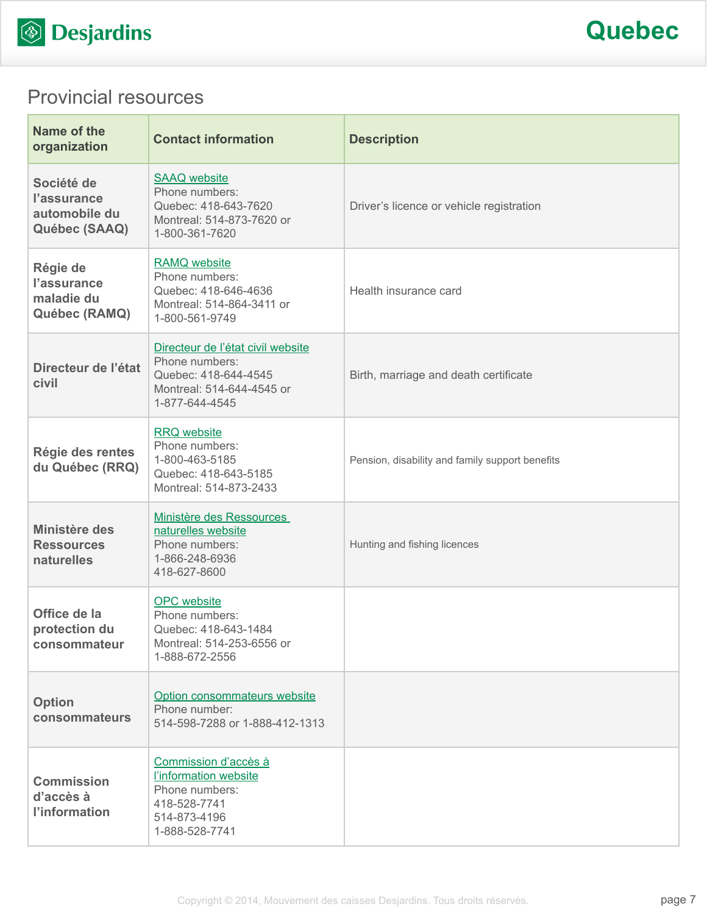## Provincial resources

| Name of the organization | Contact information | Description |
|---|---|---|
| **Société de l'assurance automobile du Québec (SAAQ)** | SAAQ website<br>Phone numbers:<br>Quebec: 418-643-7620<br>Montreal: 514-873-7620 or<br>1-800-361-7620 | Driver's licence or vehicle registration |
| **Régie de l'assurance maladie du Québec (RAMQ)** | RAMQ website<br>Phone numbers:<br>Quebec: 418-646-4636<br>Montreal: 514-864-3411 or<br>1-800-561-9749 | Health insurance card |
| **Directeur de l'état civil** | Directeur de l'état civil website<br>Phone numbers:<br>Quebec: 418-644-4545<br>Montreal: 514-644-4545 or<br>1-877-644-4545 | Birth, marriage and death certificate |
| **Régie des rentes du Québec (RRQ)** | RRQ website<br>Phone numbers:<br>1-800-463-5185<br>Quebec: 418-643-5185<br>Montreal: 514-873-2433 | Pension, disability and family support benefits |
| **Ministère des Ressources naturelles** | Ministère des Ressources naturelles website<br>Phone numbers:<br>1-866-248-6936<br>418-627-8600 | Hunting and fishing licences |
| **Office de la protection du consommateur** | OPC website<br>Phone numbers:<br>Quebec: 418-643-1484<br>Montreal: 514-253-6556 or<br>1-888-672-2556 | |
| **Option consommateurs** | Option consommateurs website<br>Phone number:<br>514-598-7288 or 1-888-412-1313 | |
| **Commission d'accès à l'information** | Commission d'accès à l'information website<br>Phone numbers:<br>418-528-7741<br>514-873-4196<br>1-888-528-7741 | |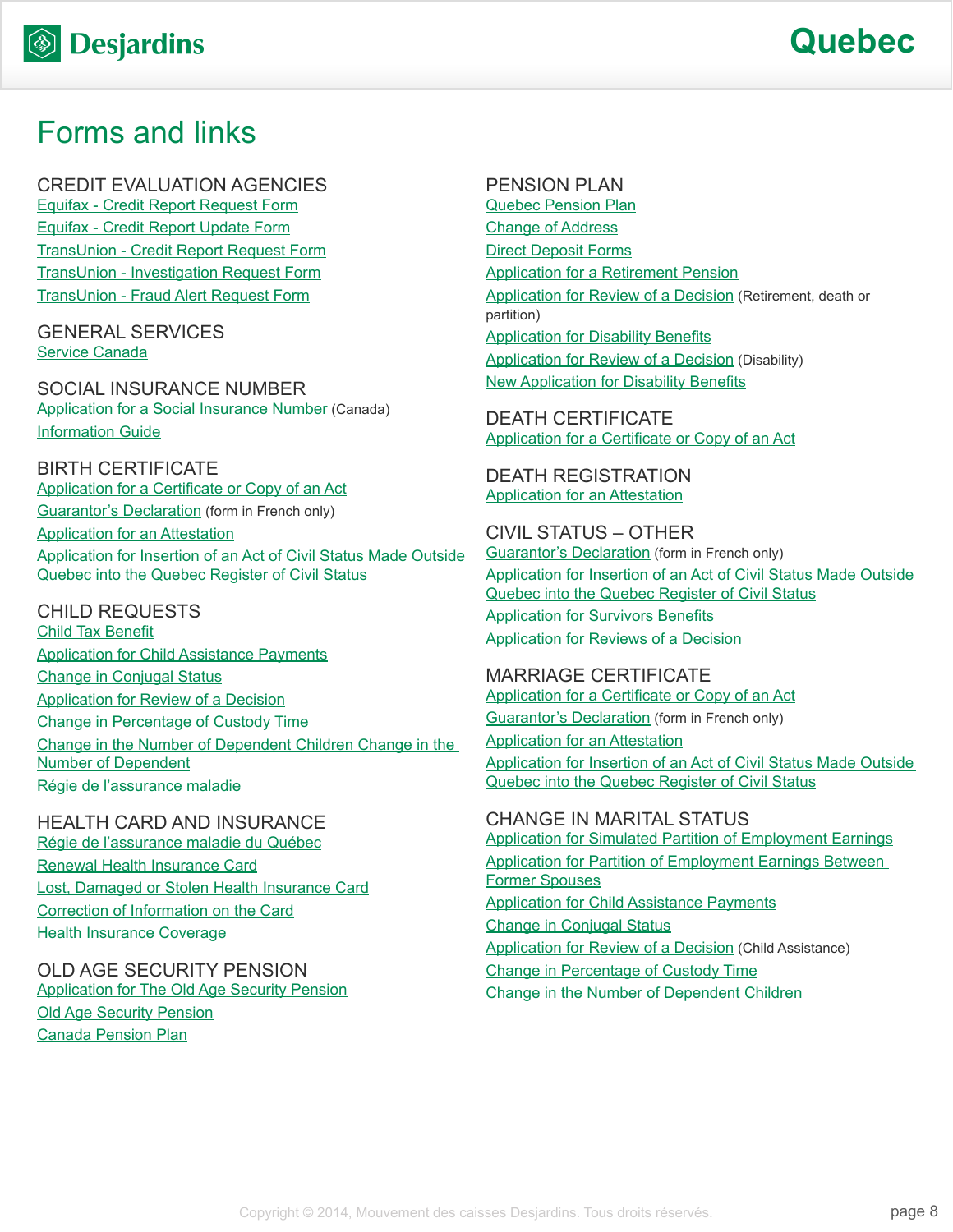# Forms and links

## CREDIT EVALUATION AGENCIES

Equifax - Credit Report Request Form
Equifax - Credit Report Update Form
TransUnion - Credit Report Request Form
TransUnion - Investigation Request Form
TransUnion - Fraud Alert Request Form

## GENERAL SERVICES

Service Canada

## SOCIAL INSURANCE NUMBER

Application for a Social Insurance Number (Canada)
Information Guide

## BIRTH CERTIFICATE

Application for a Certificate or Copy of an Act
Guarantor's Declaration (form in French only)
Application for an Attestation
Application for Insertion of an Act of Civil Status Made Outside Quebec into the Quebec Register of Civil Status

## CHILD REQUESTS

Child Tax Benefit
Application for Child Assistance Payments
Change in Conjugal Status
Application for Review of a Decision
Change in Percentage of Custody Time
Change in the Number of Dependent Children Change in the Number of Dependent
Régie de l'assurance maladie

## HEALTH CARD AND INSURANCE

Régie de l'assurance maladie du Québec
Renewal Health Insurance Card
Lost, Damaged or Stolen Health Insurance Card
Correction of Information on the Card
Health Insurance Coverage

## OLD AGE SECURITY PENSION

Application for The Old Age Security Pension
Old Age Security Pension
Canada Pension Plan

## PENSION PLAN

Quebec Pension Plan
Change of Address
Direct Deposit Forms
Application for a Retirement Pension
Application for Review of a Decision (Retirement, death or partition)
Application for Disability Benefits
Application for Review of a Decision (Disability)
New Application for Disability Benefits

## DEATH CERTIFICATE

Application for a Certificate or Copy of an Act

## DEATH REGISTRATION

Application for an Attestation

## CIVIL STATUS – OTHER

Guarantor's Declaration (form in French only)
Application for Insertion of an Act of Civil Status Made Outside Quebec into the Quebec Register of Civil Status
Application for Survivors Benefits
Application for Reviews of a Decision

## MARRIAGE CERTIFICATE

Application for a Certificate or Copy of an Act
Guarantor's Declaration (form in French only)
Application for an Attestation
Application for Insertion of an Act of Civil Status Made Outside Quebec into the Quebec Register of Civil Status

## CHANGE IN MARITAL STATUS

Application for Simulated Partition of Employment Earnings
Application for Partition of Employment Earnings Between Former Spouses
Application for Child Assistance Payments
Change in Conjugal Status
Application for Review of a Decision (Child Assistance)
Change in Percentage of Custody Time
Change in the Number of Dependent Children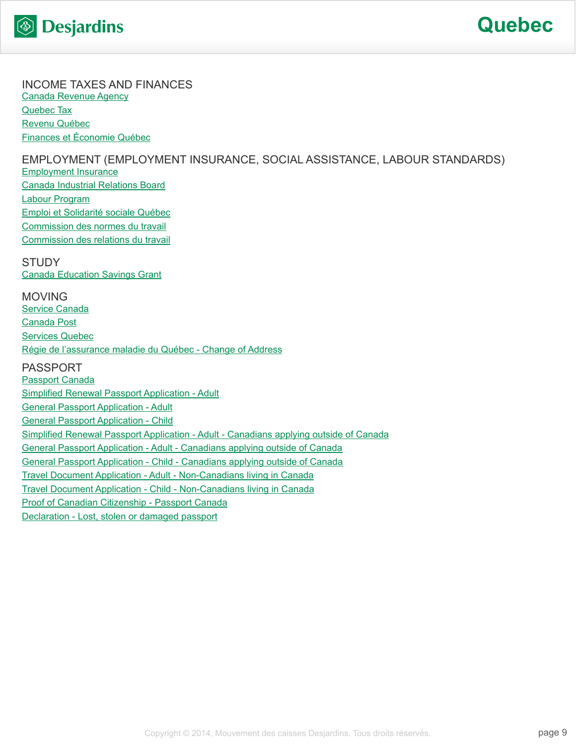# Quebec

## INCOME TAXES AND FINANCES

Canada Revenue Agency
Quebec Tax
Revenu Québec
Finances et Économie Québec

## EMPLOYMENT (EMPLOYMENT INSURANCE, SOCIAL ASSISTANCE, LABOUR STANDARDS)

Employment Insurance
Canada Industrial Relations Board
Labour Program
Emploi et Solidarité sociale Québec
Commission des normes du travail
Commission des relations du travail

## STUDY

Canada Education Savings Grant

## MOVING

Service Canada
Canada Post
Services Quebec
Régie de l'assurance maladie du Québec - Change of Address

## PASSPORT

Passport Canada
Simplified Renewal Passport Application - Adult
General Passport Application - Adult
General Passport Application - Child
Simplified Renewal Passport Application - Adult - Canadians applying outside of Canada
General Passport Application - Adult - Canadians applying outside of Canada
General Passport Application - Child - Canadians applying outside of Canada
Travel Document Application - Adult - Non-Canadians living in Canada
Travel Document Application - Child - Non-Canadians living in Canada
Proof of Canadian Citizenship - Passport Canada
Declaration - Lost, stolen or damaged passport